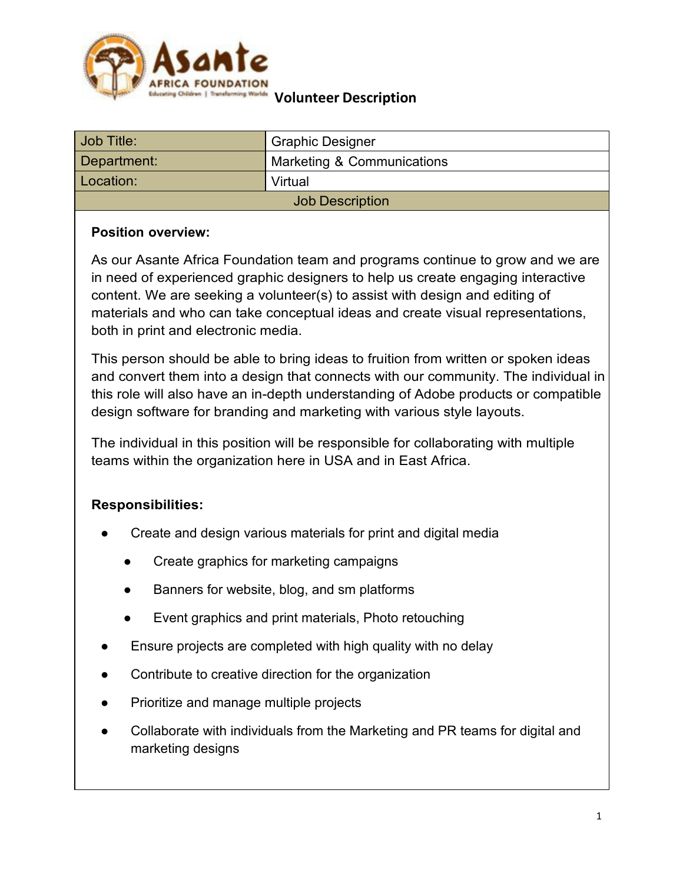# Volunteer Description

| Job Title: | Graphic Designer |
| --- | --- |
| Department: | Marketing & Communications |
| Location: | Virtual |

## Job Description

**Position overview:**

As our Asante Africa Foundation team and programs continue to grow and we are in need of experienced graphic designers to help us create engaging interactive content. We are seeking a volunteer(s) to assist with design and editing of materials and who can take conceptual ideas and create visual representations, both in print and electronic media.

This person should be able to bring ideas to fruition from written or spoken ideas and convert them into a design that connects with our community. The individual in this role will also have an in-depth understanding of Adobe products or compatible design software for branding and marketing with various style layouts.

The individual in this position will be responsible for collaborating with multiple teams within the organization here in USA and in East Africa.

**Responsibilities:**

- Create and design various materials for print and digital media
  - Create graphics for marketing campaigns
  - Banners for website, blog, and sm platforms
  - Event graphics and print materials, Photo retouching
- Ensure projects are completed with high quality with no delay
- Contribute to creative direction for the organization
- Prioritize and manage multiple projects
- Collaborate with individuals from the Marketing and PR teams for digital and marketing designs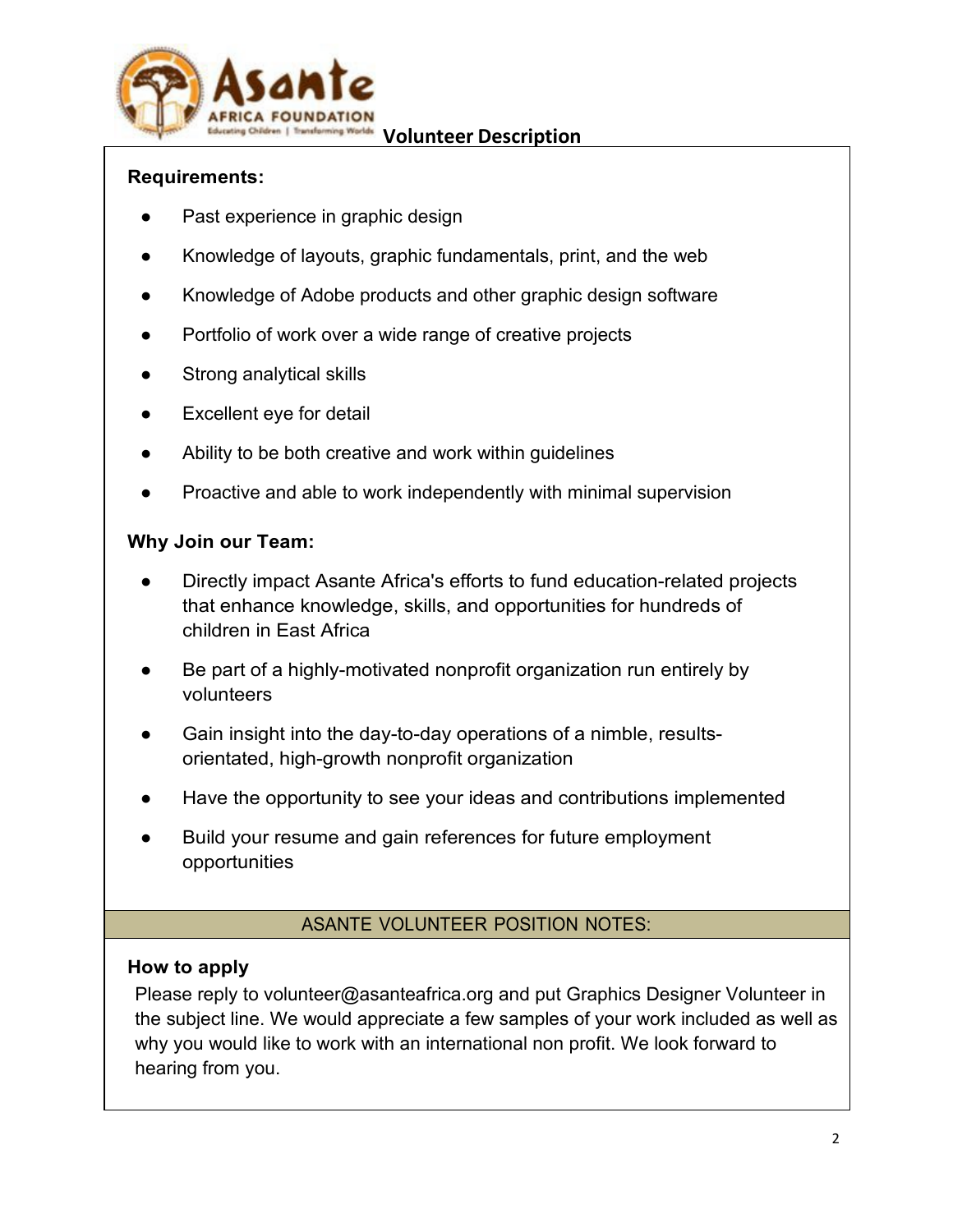Volunteer Description

**Requirements:**

- Past experience in graphic design
- Knowledge of layouts, graphic fundamentals, print, and the web
- Knowledge of Adobe products and other graphic design software
- Portfolio of work over a wide range of creative projects
- Strong analytical skills
- Excellent eye for detail
- Ability to be both creative and work within guidelines
- Proactive and able to work independently with minimal supervision

**Why Join our Team:**

- Directly impact Asante Africa's efforts to fund education-related projects that enhance knowledge, skills, and opportunities for hundreds of children in East Africa
- Be part of a highly-motivated nonprofit organization run entirely by volunteers
- Gain insight into the day-to-day operations of a nimble, results-orientated, high-growth nonprofit organization
- Have the opportunity to see your ideas and contributions implemented
- Build your resume and gain references for future employment opportunities

ASANTE VOLUNTEER POSITION NOTES:

**How to apply**

Please reply to volunteer@asanteafrica.org and put Graphics Designer Volunteer in the subject line. We would appreciate a few samples of your work included as well as why you would like to work with an international non profit. We look forward to hearing from you.